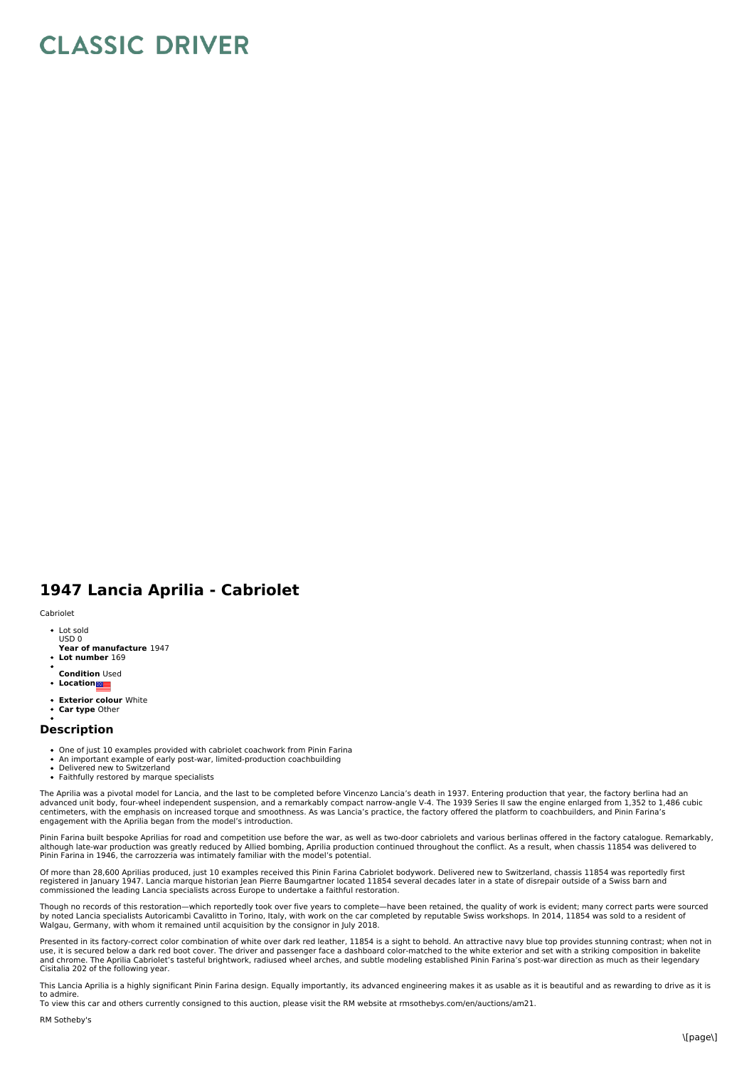# CLASSIC DRIVER

## 1947 Lancia Aprilia - Cabriolet

Cabriolet

- Lot sold  
USD 0  
**Year of manufacture** 1947
- **Lot number** 169
- 
- **Condition** Used
- **Location**
- **Exterior colour** White
- **Car type** Other
- 

### Description

- One of just 10 examples provided with cabriolet coachwork from Pinin Farina
- An important example of early post-war, limited-production coachbuilding
- Delivered new to Switzerland
- Faithfully restored by marque specialists

The Aprilia was a pivotal model for Lancia, and the last to be completed before Vincenzo Lancia's death in 1937. Entering production that year, the factory berlina had an advanced unit body, four-wheel independent suspension, and a remarkably compact narrow-angle V-4. The 1939 Series II saw the engine enlarged from 1,352 to 1,486 cubic centimeters, with the emphasis on increased torque and smoothness. As was Lancia's practice, the factory offered the platform to coachbuilders, and Pinin Farina's engagement with the Aprilia began from the model's introduction.

Pinin Farina built bespoke Aprilias for road and competition use before the war, as well as two-door cabriolets and various berlinas offered in the factory catalogue. Remarkably, although late-war production was greatly reduced by Allied bombing, Aprilia production continued throughout the conflict. As a result, when chassis 11854 was delivered to Pinin Farina in 1946, the carrozzeria was intimately familiar with the model's potential.

Of more than 28,600 Aprilias produced, just 10 examples received this Pinin Farina Cabriolet bodywork. Delivered new to Switzerland, chassis 11854 was reportedly first registered in January 1947. Lancia marque historian Jean Pierre Baumgartner located 11854 several decades later in a state of disrepair outside of a Swiss barn and commissioned the leading Lancia specialists across Europe to undertake a faithful restoration.

Though no records of this restoration—which reportedly took over five years to complete—have been retained, the quality of work is evident; many correct parts were sourced by noted Lancia specialists Autoricambi Cavalitto in Torino, Italy, with work on the car completed by reputable Swiss workshops. In 2014, 11854 was sold to a resident of Walgau, Germany, with whom it remained until acquisition by the consignor in July 2018.

Presented in its factory-correct color combination of white over dark red leather, 11854 is a sight to behold. An attractive navy blue top provides stunning contrast; when not in use, it is secured below a dark red boot cover. The driver and passenger face a dashboard color-matched to the white exterior and set with a striking composition in bakelite and chrome. The Aprilia Cabriolet's tasteful brightwork, radiused wheel arches, and subtle modeling established Pinin Farina's post-war direction as much as their legendary Cisitalia 202 of the following year.

This Lancia Aprilia is a highly significant Pinin Farina design. Equally importantly, its advanced engineering makes it as usable as it is beautiful and as rewarding to drive as it is to admire.  
To view this car and others currently consigned to this auction, please visit the RM website at rmsothebys.com/en/auctions/am21.

RM Sotheby's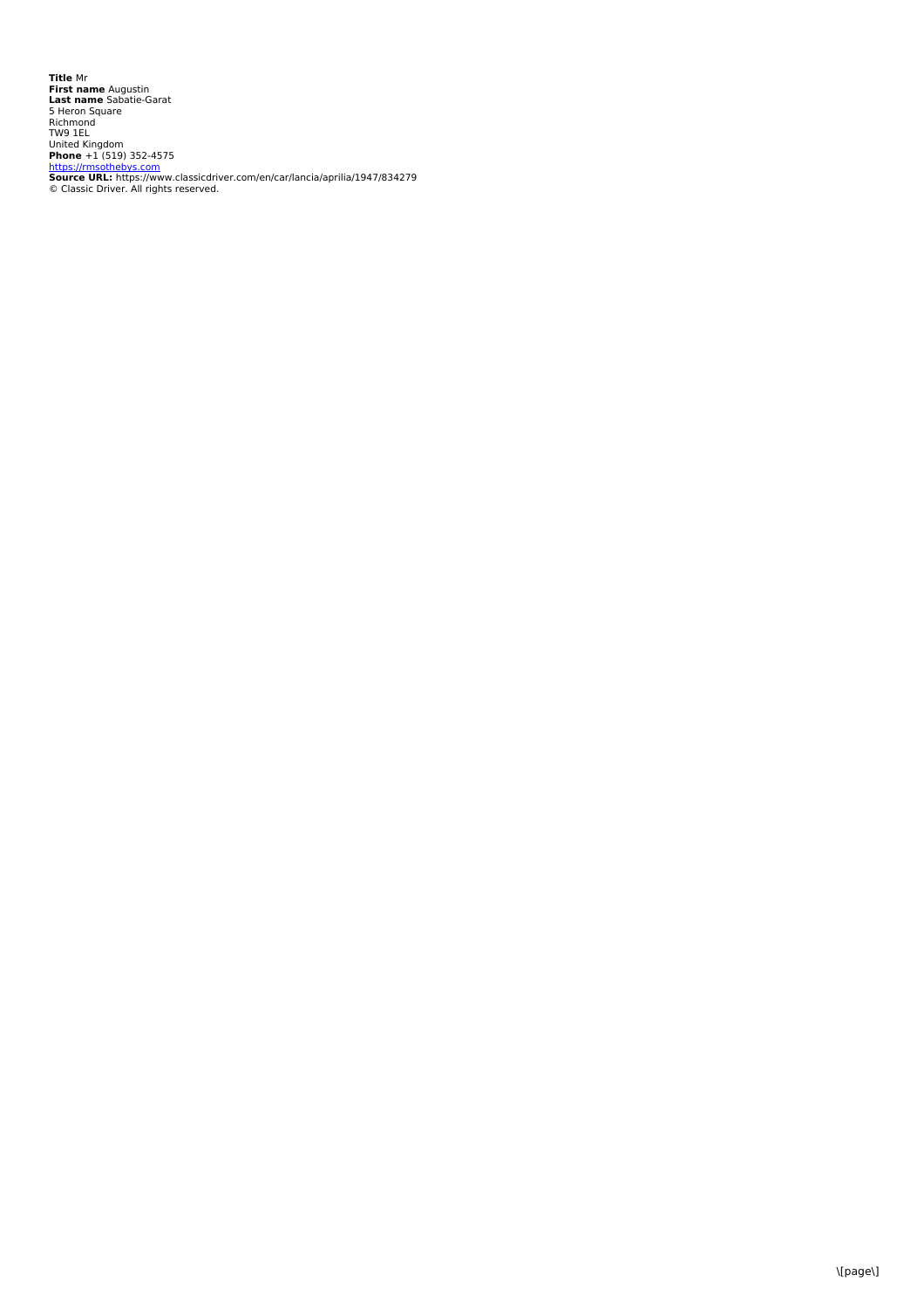**Title** Mr
**First name** Augustin
**Last name** Sabatie-Garat
5 Heron Square
Richmond
TW9 1EL
United Kingdom
**Phone** +1 (519) 352-4575
[https://rmsothebys.com](https://rmsothebys.com)
**Source URL:** https://www.classicdriver.com/en/car/lancia/aprilia/1947/834279
© Classic Driver. All rights reserved.